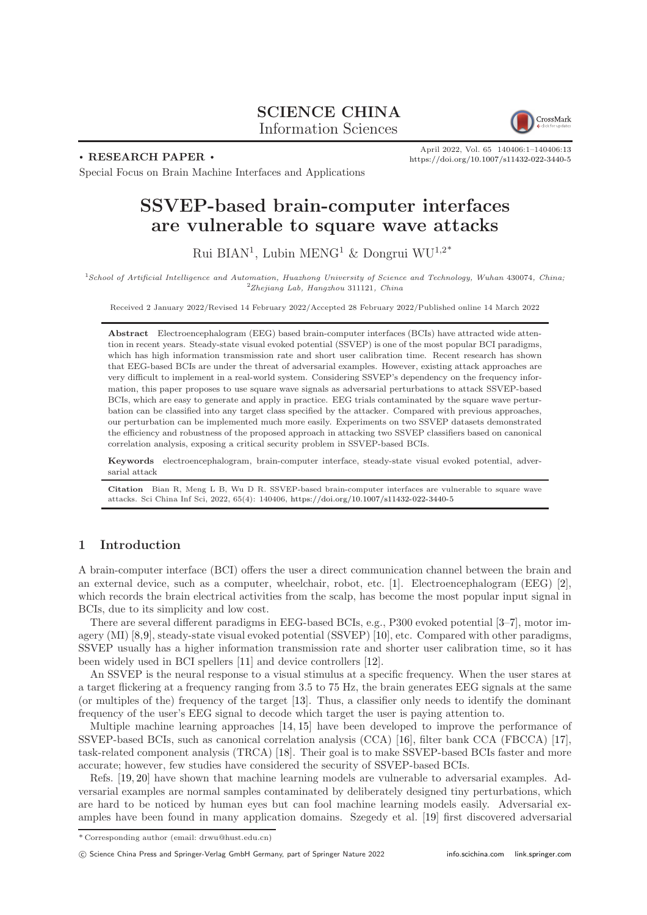**SCIENCE CHINA**
**Information Sciences**

**• RESEARCH PAPER •**

Special Focus on Brain Machine Interfaces and Applications

April 2022, Vol. 65 140406:1–140406:13
https://doi.org/10.1007/s11432-022-3440-5

# SSVEP-based brain-computer interfaces are vulnerable to square wave attacks

Rui BIAN[1], Lubin MENG[1] & Dongrui WU[1,2*]

[1] *School of Artificial Intelligence and Automation, Huazhong University of Science and Technology, Wuhan 430074, China;*
[2] *Zhejiang Lab, Hangzhou 311121, China*

Received 2 January 2022/Revised 14 February 2022/Accepted 28 February 2022/Published online 14 March 2022

**Abstract** Electroencephalogram (EEG) based brain-computer interfaces (BCIs) have attracted wide attention in recent years. Steady-state visual evoked potential (SSVEP) is one of the most popular BCI paradigms, which has high information transmission rate and short user calibration time. Recent research has shown that EEG-based BCIs are under the threat of adversarial examples. However, existing attack approaches are very difficult to implement in a real-world system. Considering SSVEP's dependency on the frequency information, this paper proposes to use square wave signals as adversarial perturbations to attack SSVEP-based BCIs, which are easy to generate and apply in practice. EEG trials contaminated by the square wave perturbation can be classified into any target class specified by the attacker. Compared with previous approaches, our perturbation can be implemented much more easily. Experiments on two SSVEP datasets demonstrated the efficiency and robustness of the proposed approach in attacking two SSVEP classifiers based on canonical correlation analysis, exposing a critical security problem in SSVEP-based BCIs.

**Keywords** electroencephalogram, brain-computer interface, steady-state visual evoked potential, adversarial attack

**Citation** Bian R, Meng L B, Wu D R. SSVEP-based brain-computer interfaces are vulnerable to square wave attacks. Sci China Inf Sci, 2022, 65(4): 140406, https://doi.org/10.1007/s11432-022-3440-5

## 1 Introduction

A brain-computer interface (BCI) offers the user a direct communication channel between the brain and an external device, such as a computer, wheelchair, robot, etc. [1]. Electroencephalogram (EEG) [2], which records the brain electrical activities from the scalp, has become the most popular input signal in BCIs, due to its simplicity and low cost.

There are several different paradigms in EEG-based BCIs, e.g., P300 evoked potential [3–7], motor imagery (MI) [8,9], steady-state visual evoked potential (SSVEP) [10], etc. Compared with other paradigms, SSVEP usually has a higher information transmission rate and shorter user calibration time, so it has been widely used in BCI spellers [11] and device controllers [12].

An SSVEP is the neural response to a visual stimulus at a specific frequency. When the user stares at a target flickering at a frequency ranging from 3.5 to 75 Hz, the brain generates EEG signals at the same (or multiples of the) frequency of the target [13]. Thus, a classifier only needs to identify the dominant frequency of the user's EEG signal to decode which target the user is paying attention to.

Multiple machine learning approaches [14, 15] have been developed to improve the performance of SSVEP-based BCIs, such as canonical correlation analysis (CCA) [16], filter bank CCA (FBCCA) [17], task-related component analysis (TRCA) [18]. Their goal is to make SSVEP-based BCIs faster and more accurate; however, few studies have considered the security of SSVEP-based BCIs.

Refs. [19, 20] have shown that machine learning models are vulnerable to adversarial examples. Adversarial examples are normal samples contaminated by deliberately designed tiny perturbations, which are hard to be noticed by human eyes but can fool machine learning models easily. Adversarial examples have been found in many application domains. Szegedy et al. [19] first discovered adversarial

\* Corresponding author (email: drwu@hust.edu.cn)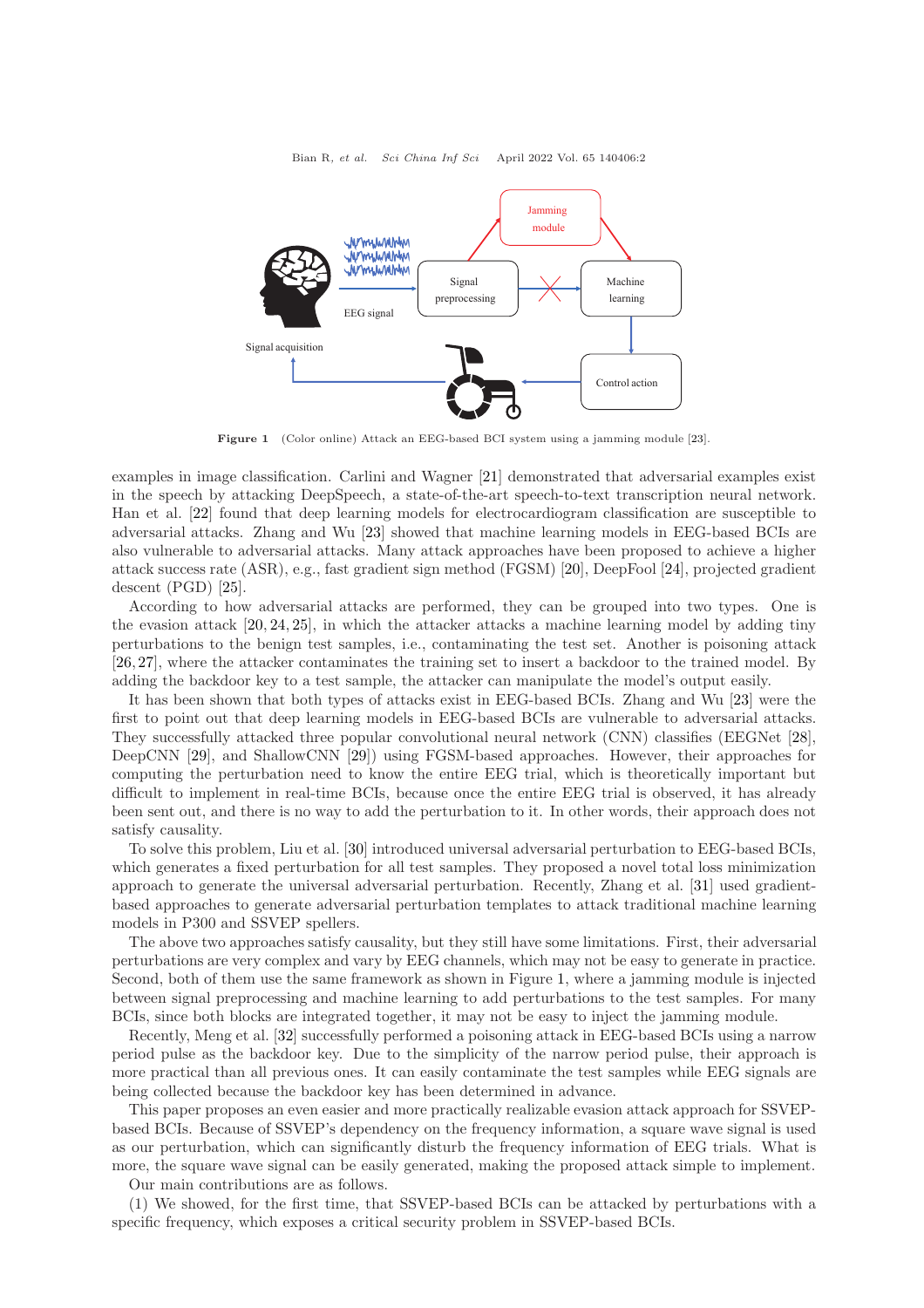Figure 1 (Color online) Attack an EEG-based BCI system using a jamming module [23].

examples in image classification. Carlini and Wagner [21] demonstrated that adversarial examples exist in the speech by attacking DeepSpeech, a state-of-the-art speech-to-text transcription neural network. Han et al. [22] found that deep learning models for electrocardiogram classification are susceptible to adversarial attacks. Zhang and Wu [23] showed that machine learning models in EEG-based BCIs are also vulnerable to adversarial attacks. Many attack approaches have been proposed to achieve a higher attack success rate (ASR), e.g., fast gradient sign method (FGSM) [20], DeepFool [24], projected gradient descent (PGD) [25].

According to how adversarial attacks are performed, they can be grouped into two types. One is the evasion attack [20, 24, 25], in which the attacker attacks a machine learning model by adding tiny perturbations to the benign test samples, i.e., contaminating the test set. Another is poisoning attack [26, 27], where the attacker contaminates the training set to insert a backdoor to the trained model. By adding the backdoor key to a test sample, the attacker can manipulate the model's output easily.

It has been shown that both types of attacks exist in EEG-based BCIs. Zhang and Wu [23] were the first to point out that deep learning models in EEG-based BCIs are vulnerable to adversarial attacks. They successfully attacked three popular convolutional neural network (CNN) classifies (EEGNet [28], DeepCNN [29], and ShallowCNN [29]) using FGSM-based approaches. However, their approaches for computing the perturbation need to know the entire EEG trial, which is theoretically important but difficult to implement in real-time BCIs, because once the entire EEG trial is observed, it has already been sent out, and there is no way to add the perturbation to it. In other words, their approach does not satisfy causality.

To solve this problem, Liu et al. [30] introduced universal adversarial perturbation to EEG-based BCIs, which generates a fixed perturbation for all test samples. They proposed a novel total loss minimization approach to generate the universal adversarial perturbation. Recently, Zhang et al. [31] used gradient-based approaches to generate adversarial perturbation templates to attack traditional machine learning models in P300 and SSVEP spellers.

The above two approaches satisfy causality, but they still have some limitations. First, their adversarial perturbations are very complex and vary by EEG channels, which may not be easy to generate in practice. Second, both of them use the same framework as shown in Figure 1, where a jamming module is injected between signal preprocessing and machine learning to add perturbations to the test samples. For many BCIs, since both blocks are integrated together, it may not be easy to inject the jamming module.

Recently, Meng et al. [32] successfully performed a poisoning attack in EEG-based BCIs using a narrow period pulse as the backdoor key. Due to the simplicity of the narrow period pulse, their approach is more practical than all previous ones. It can easily contaminate the test samples while EEG signals are being collected because the backdoor key has been determined in advance.

This paper proposes an even easier and more practically realizable evasion attack approach for SSVEP-based BCIs. Because of SSVEP's dependency on the frequency information, a square wave signal is used as our perturbation, which can significantly disturb the frequency information of EEG trials. What is more, the square wave signal can be easily generated, making the proposed attack simple to implement.

Our main contributions are as follows.

(1) We showed, for the first time, that SSVEP-based BCIs can be attacked by perturbations with a specific frequency, which exposes a critical security problem in SSVEP-based BCIs.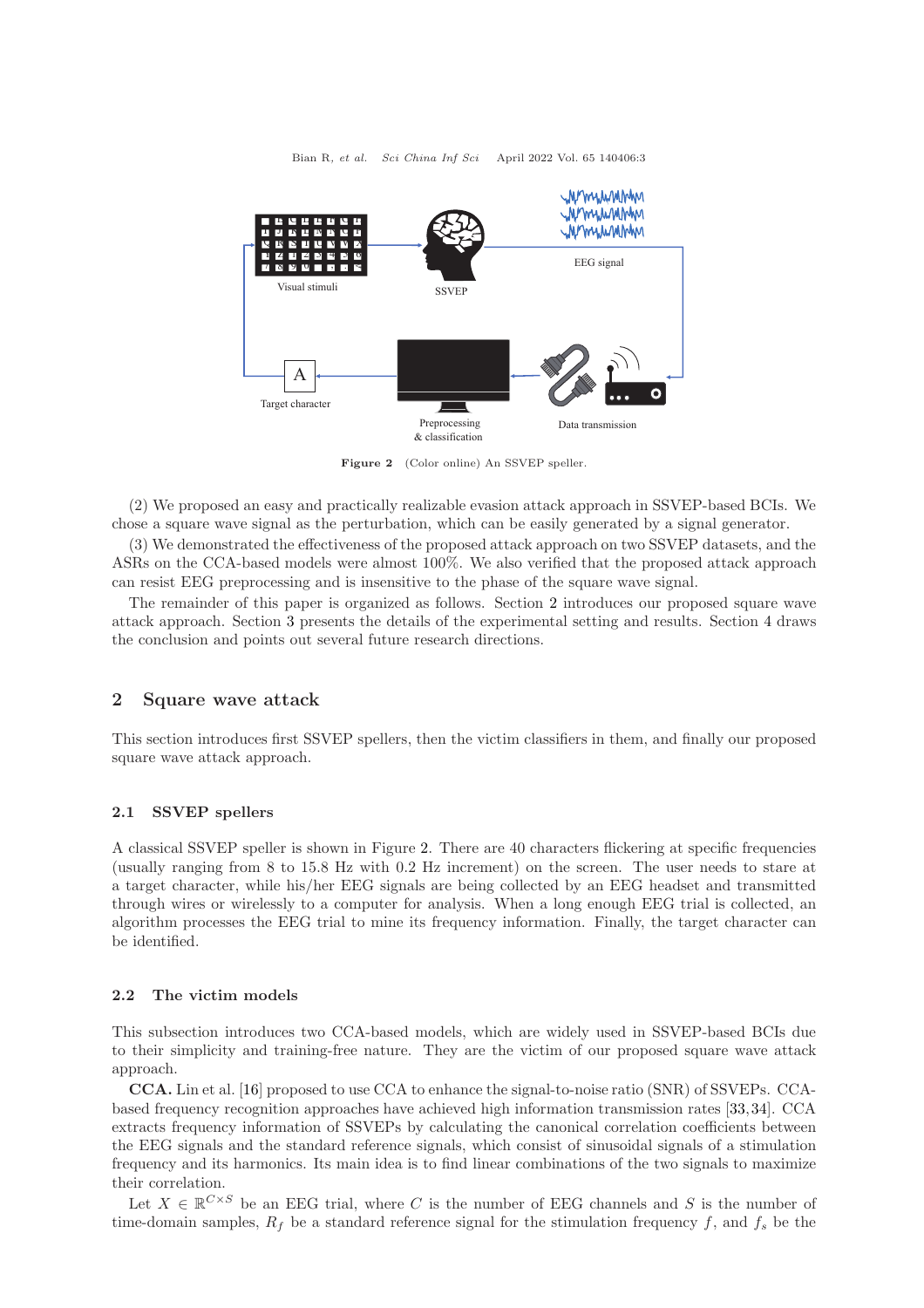Figure 2 (Color online) An SSVEP speller.

(2) We proposed an easy and practically realizable evasion attack approach in SSVEP-based BCIs. We chose a square wave signal as the perturbation, which can be easily generated by a signal generator.

(3) We demonstrated the effectiveness of the proposed attack approach on two SSVEP datasets, and the ASRs on the CCA-based models were almost 100%. We also verified that the proposed attack approach can resist EEG preprocessing and is insensitive to the phase of the square wave signal.

The remainder of this paper is organized as follows. Section 2 introduces our proposed square wave attack approach. Section 3 presents the details of the experimental setting and results. Section 4 draws the conclusion and points out several future research directions.

## 2 Square wave attack

This section introduces first SSVEP spellers, then the victim classifiers in them, and finally our proposed square wave attack approach.

### 2.1 SSVEP spellers

A classical SSVEP speller is shown in Figure 2. There are 40 characters flickering at specific frequencies (usually ranging from 8 to 15.8 Hz with 0.2 Hz increment) on the screen. The user needs to stare at a target character, while his/her EEG signals are being collected by an EEG headset and transmitted through wires or wirelessly to a computer for analysis. When a long enough EEG trial is collected, an algorithm processes the EEG trial to mine its frequency information. Finally, the target character can be identified.

### 2.2 The victim models

This subsection introduces two CCA-based models, which are widely used in SSVEP-based BCIs due to their simplicity and training-free nature. They are the victim of our proposed square wave attack approach.

**CCA.** Lin et al. [16] proposed to use CCA to enhance the signal-to-noise ratio (SNR) of SSVEPs. CCA-based frequency recognition approaches have achieved high information transmission rates [33, 34]. CCA extracts frequency information of SSVEPs by calculating the canonical correlation coefficients between the EEG signals and the standard reference signals, which consist of sinusoidal signals of a stimulation frequency and its harmonics. Its main idea is to find linear combinations of the two signals to maximize their correlation.

Let $X \in \mathbb{R}^{C \times S}$ be an EEG trial, where $C$ is the number of EEG channels and $S$ is the number of time-domain samples, $R_f$ be a standard reference signal for the stimulation frequency $f$, and $f_s$ be the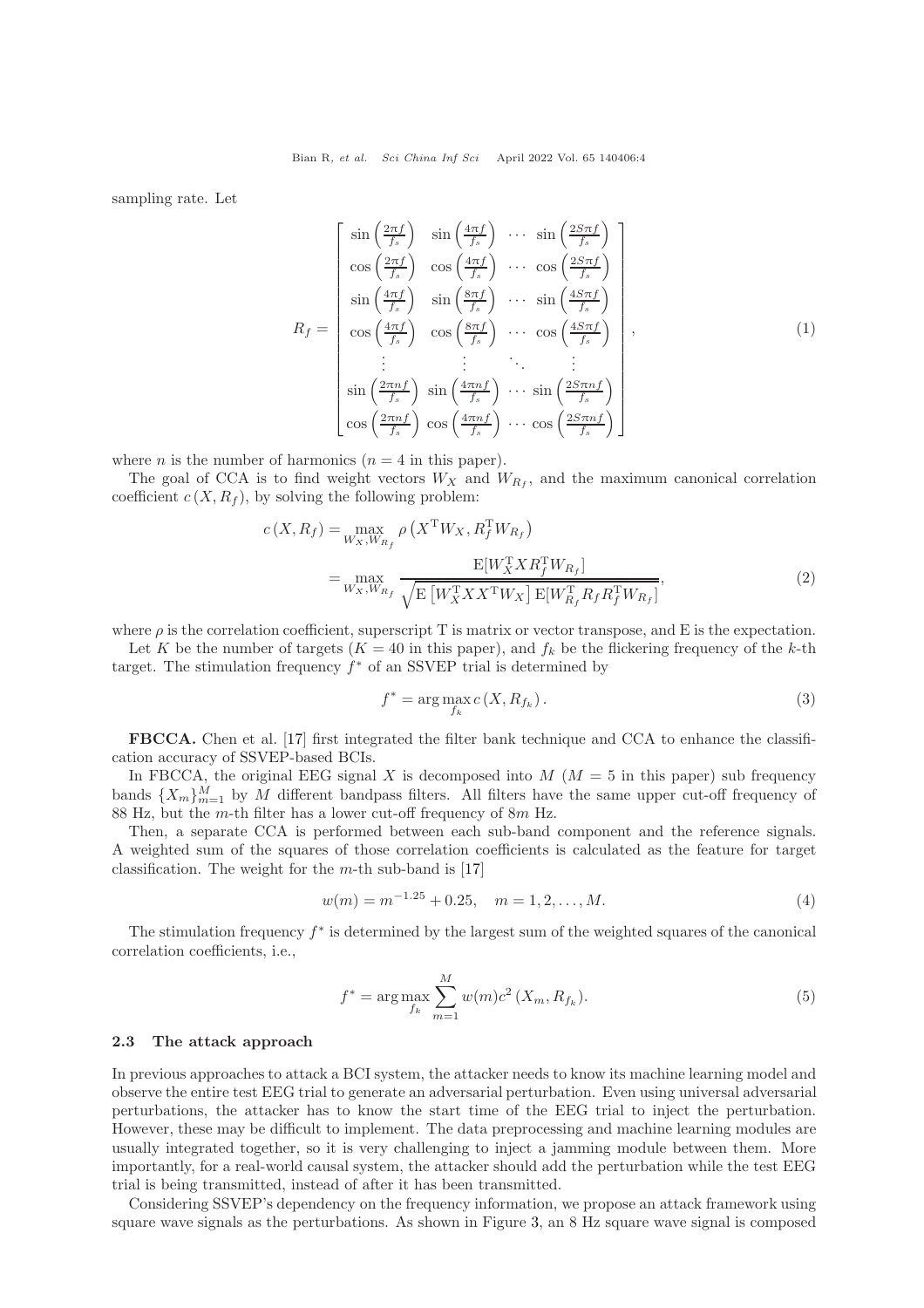sampling rate. Let

$$R_f = \begin{bmatrix} \sin\left(\frac{2\pi f}{f_s}\right) & \sin\left(\frac{4\pi f}{f_s}\right) & \cdots & \sin\left(\frac{2S\pi f}{f_s}\right) \\ \cos\left(\frac{2\pi f}{f_s}\right) & \cos\left(\frac{4\pi f}{f_s}\right) & \cdots & \cos\left(\frac{2S\pi f}{f_s}\right) \\ \sin\left(\frac{4\pi f}{f_s}\right) & \sin\left(\frac{8\pi f}{f_s}\right) & \cdots & \sin\left(\frac{4S\pi f}{f_s}\right) \\ \cos\left(\frac{4\pi f}{f_s}\right) & \cos\left(\frac{8\pi f}{f_s}\right) & \cdots & \cos\left(\frac{4S\pi f}{f_s}\right) \\ \vdots & \vdots & \ddots & \vdots \\ \sin\left(\frac{2\pi nf}{f_s}\right) & \sin\left(\frac{4\pi nf}{f_s}\right) & \cdots & \sin\left(\frac{2S\pi nf}{f_s}\right) \\ \cos\left(\frac{2\pi nf}{f_s}\right) & \cos\left(\frac{4\pi nf}{f_s}\right) & \cdots & \cos\left(\frac{2S\pi nf}{f_s}\right) \end{bmatrix}, \tag{1}$$

where $n$ is the number of harmonics ($n = 4$ in this paper).

The goal of CCA is to find weight vectors $W_X$ and $W_{R_f}$, and the maximum canonical correlation coefficient $c(X, R_f)$, by solving the following problem:

$$\begin{aligned} c(X, R_f) &= \max_{W_X, W_{R_f}} \rho\left(X^{\mathrm{T}} W_X, R_f^{\mathrm{T}} W_{R_f}\right) \\ &= \max_{W_X, W_{R_f}} \frac{\mathrm{E}[W_X^{\mathrm{T}} X R_f^{\mathrm{T}} W_{R_f}]}{\sqrt{\mathrm{E}\left[W_X^{\mathrm{T}} X X^{\mathrm{T}} W_X\right] \mathrm{E}[W_{R_f}^{\mathrm{T}} R_f R_f^{\mathrm{T}} W_{R_f}]}}, \end{aligned} \tag{2}$$

where $\rho$ is the correlation coefficient, superscript T is matrix or vector transpose, and E is the expectation.

Let $K$ be the number of targets ($K = 40$ in this paper), and $f_k$ be the flickering frequency of the $k$-th target. The stimulation frequency $f^*$ of an SSVEP trial is determined by

$$f^* = \arg\max_{f_k} c\left(X, R_{f_k}\right). \tag{3}$$

**FBCCA.** Chen et al. [17] first integrated the filter bank technique and CCA to enhance the classification accuracy of SSVEP-based BCIs.

In FBCCA, the original EEG signal $X$ is decomposed into $M$ ($M = 5$ in this paper) sub frequency bands $\{X_m\}_{m=1}^{M}$ by $M$ different bandpass filters. All filters have the same upper cut-off frequency of 88 Hz, but the $m$-th filter has a lower cut-off frequency of $8m$ Hz.

Then, a separate CCA is performed between each sub-band component and the reference signals. A weighted sum of the squares of those correlation coefficients is calculated as the feature for target classification. The weight for the $m$-th sub-band is [17]

$$w(m) = m^{-1.25} + 0.25, \quad m = 1, 2, \ldots, M. \tag{4}$$

The stimulation frequency $f^*$ is determined by the largest sum of the weighted squares of the canonical correlation coefficients, i.e.,

$$f^* = \arg\max_{f_k} \sum_{m=1}^{M} w(m) c^2\left(X_m, R_{f_k}\right). \tag{5}$$

### 2.3 The attack approach

In previous approaches to attack a BCI system, the attacker needs to know its machine learning model and observe the entire test EEG trial to generate an adversarial perturbation. Even using universal adversarial perturbations, the attacker has to know the start time of the EEG trial to inject the perturbation. However, these may be difficult to implement. The data preprocessing and machine learning modules are usually integrated together, so it is very challenging to inject a jamming module between them. More importantly, for a real-world causal system, the attacker should add the perturbation while the test EEG trial is being transmitted, instead of after it has been transmitted.

Considering SSVEP's dependency on the frequency information, we propose an attack framework using square wave signals as the perturbations. As shown in Figure 3, an 8 Hz square wave signal is composed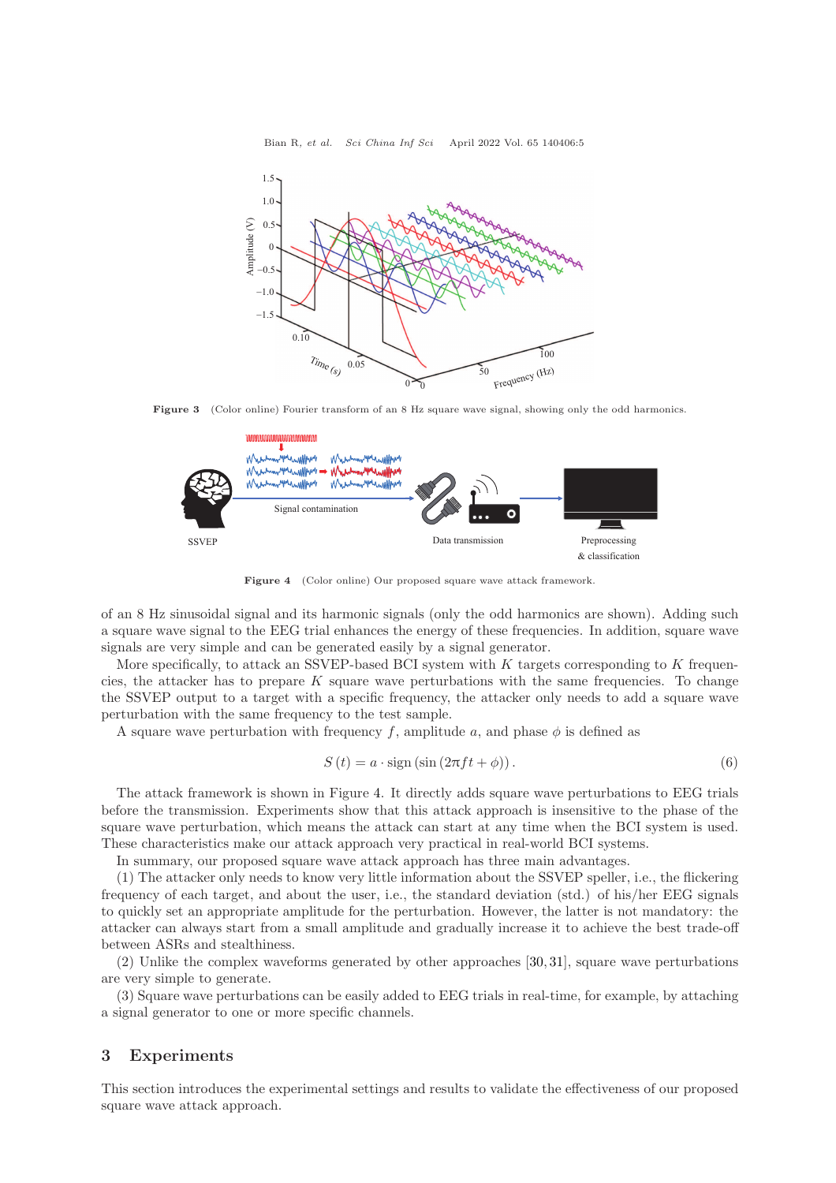Figure 3 (Color online) Fourier transform of an 8 Hz square wave signal, showing only the odd harmonics.

Figure 4 (Color online) Our proposed square wave attack framework.

of an 8 Hz sinusoidal signal and its harmonic signals (only the odd harmonics are shown). Adding such a square wave signal to the EEG trial enhances the energy of these frequencies. In addition, square wave signals are very simple and can be generated easily by a signal generator.

More specifically, to attack an SSVEP-based BCI system with $K$ targets corresponding to $K$ frequencies, the attacker has to prepare $K$ square wave perturbations with the same frequencies. To change the SSVEP output to a target with a specific frequency, the attacker only needs to add a square wave perturbation with the same frequency to the test sample.

A square wave perturbation with frequency $f$, amplitude $a$, and phase $\phi$ is defined as

$$S(t) = a \cdot \text{sign}\left(\sin\left(2\pi f t + \phi\right)\right). \tag{6}$$

The attack framework is shown in Figure 4. It directly adds square wave perturbations to EEG trials before the transmission. Experiments show that this attack approach is insensitive to the phase of the square wave perturbation, which means the attack can start at any time when the BCI system is used. These characteristics make our attack approach very practical in real-world BCI systems.

In summary, our proposed square wave attack approach has three main advantages.

(1) The attacker only needs to know very little information about the SSVEP speller, i.e., the flickering frequency of each target, and about the user, i.e., the standard deviation (std.) of his/her EEG signals to quickly set an appropriate amplitude for the perturbation. However, the latter is not mandatory: the attacker can always start from a small amplitude and gradually increase it to achieve the best trade-off between ASRs and stealthiness.

(2) Unlike the complex waveforms generated by other approaches [30, 31], square wave perturbations are very simple to generate.

(3) Square wave perturbations can be easily added to EEG trials in real-time, for example, by attaching a signal generator to one or more specific channels.

## 3 Experiments

This section introduces the experimental settings and results to validate the effectiveness of our proposed square wave attack approach.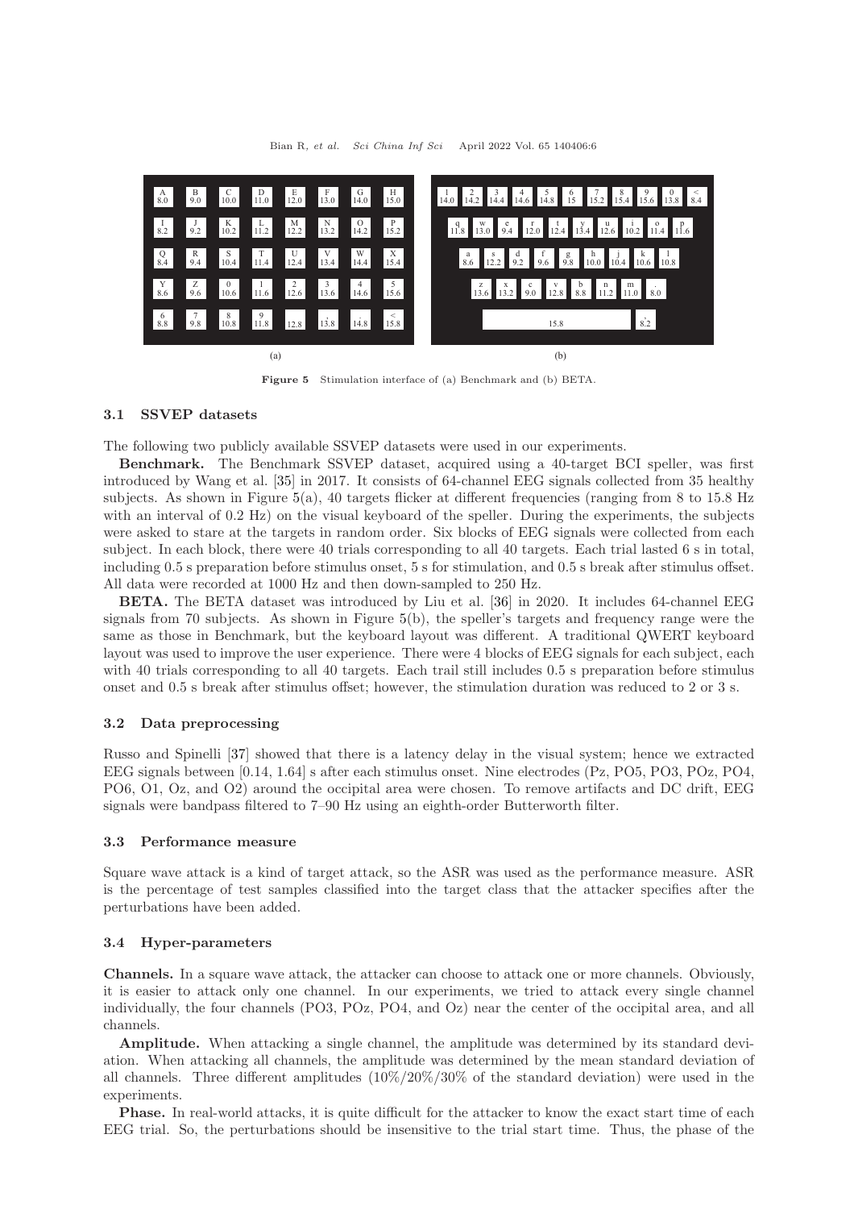Figure 5 Stimulation interface of (a) Benchmark and (b) BETA.

### 3.1 SSVEP datasets

The following two publicly available SSVEP datasets were used in our experiments.

**Benchmark.** The Benchmark SSVEP dataset, acquired using a 40-target BCI speller, was first introduced by Wang et al. [35] in 2017. It consists of 64-channel EEG signals collected from 35 healthy subjects. As shown in Figure 5(a), 40 targets flicker at different frequencies (ranging from 8 to 15.8 Hz with an interval of 0.2 Hz) on the visual keyboard of the speller. During the experiments, the subjects were asked to stare at the targets in random order. Six blocks of EEG signals were collected from each subject. In each block, there were 40 trials corresponding to all 40 targets. Each trial lasted 6 s in total, including 0.5 s preparation before stimulus onset, 5 s for stimulation, and 0.5 s break after stimulus offset. All data were recorded at 1000 Hz and then down-sampled to 250 Hz.

**BETA.** The BETA dataset was introduced by Liu et al. [36] in 2020. It includes 64-channel EEG signals from 70 subjects. As shown in Figure 5(b), the speller's targets and frequency range were the same as those in Benchmark, but the keyboard layout was different. A traditional QWERT keyboard layout was used to improve the user experience. There were 4 blocks of EEG signals for each subject, each with 40 trials corresponding to all 40 targets. Each trail still includes 0.5 s preparation before stimulus onset and 0.5 s break after stimulus offset; however, the stimulation duration was reduced to 2 or 3 s.

### 3.2 Data preprocessing

Russo and Spinelli [37] showed that there is a latency delay in the visual system; hence we extracted EEG signals between [0.14, 1.64] s after each stimulus onset. Nine electrodes (Pz, PO5, PO3, POz, PO4, PO6, O1, Oz, and O2) around the occipital area were chosen. To remove artifacts and DC drift, EEG signals were bandpass filtered to 7–90 Hz using an eighth-order Butterworth filter.

### 3.3 Performance measure

Square wave attack is a kind of target attack, so the ASR was used as the performance measure. ASR is the percentage of test samples classified into the target class that the attacker specifies after the perturbations have been added.

### 3.4 Hyper-parameters

**Channels.** In a square wave attack, the attacker can choose to attack one or more channels. Obviously, it is easier to attack only one channel. In our experiments, we tried to attack every single channel individually, the four channels (PO3, POz, PO4, and Oz) near the center of the occipital area, and all channels.

**Amplitude.** When attacking a single channel, the amplitude was determined by its standard deviation. When attacking all channels, the amplitude was determined by the mean standard deviation of all channels. Three different amplitudes (10%/20%/30% of the standard deviation) were used in the experiments.

**Phase.** In real-world attacks, it is quite difficult for the attacker to know the exact start time of each EEG trial. So, the perturbations should be insensitive to the trial start time. Thus, the phase of the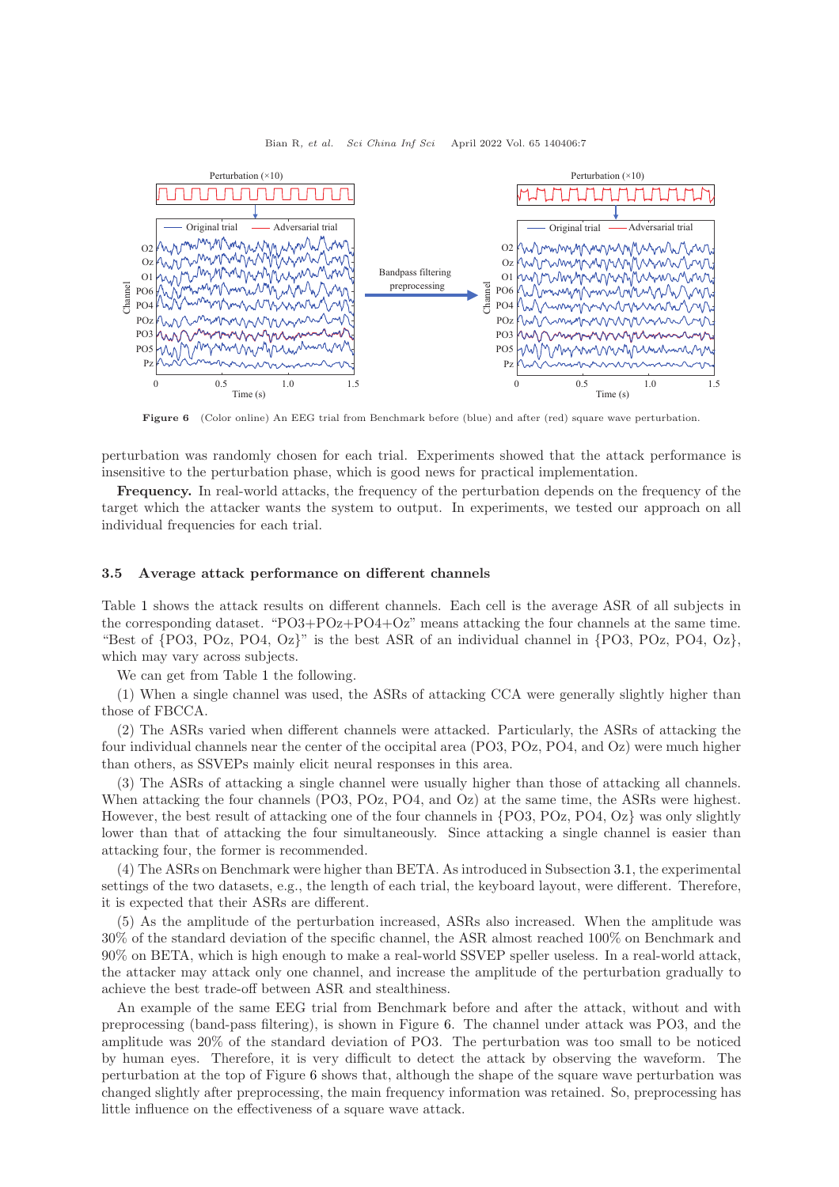Figure 6 (Color online) An EEG trial from Benchmark before (blue) and after (red) square wave perturbation.

perturbation was randomly chosen for each trial. Experiments showed that the attack performance is insensitive to the perturbation phase, which is good news for practical implementation.

**Frequency.** In real-world attacks, the frequency of the perturbation depends on the frequency of the target which the attacker wants the system to output. In experiments, we tested our approach on all individual frequencies for each trial.

### 3.5 Average attack performance on different channels

Table 1 shows the attack results on different channels. Each cell is the average ASR of all subjects in the corresponding dataset. "PO3+POz+PO4+Oz" means attacking the four channels at the same time. "Best of {PO3, POz, PO4, Oz}" is the best ASR of an individual channel in {PO3, POz, PO4, Oz}, which may vary across subjects.

We can get from Table 1 the following.

(1) When a single channel was used, the ASRs of attacking CCA were generally slightly higher than those of FBCCA.

(2) The ASRs varied when different channels were attacked. Particularly, the ASRs of attacking the four individual channels near the center of the occipital area (PO3, POz, PO4, and Oz) were much higher than others, as SSVEPs mainly elicit neural responses in this area.

(3) The ASRs of attacking a single channel were usually higher than those of attacking all channels. When attacking the four channels (PO3, POz, PO4, and Oz) at the same time, the ASRs were highest. However, the best result of attacking one of the four channels in {PO3, POz, PO4, Oz} was only slightly lower than that of attacking the four simultaneously. Since attacking a single channel is easier than attacking four, the former is recommended.

(4) The ASRs on Benchmark were higher than BETA. As introduced in Subsection 3.1, the experimental settings of the two datasets, e.g., the length of each trial, the keyboard layout, were different. Therefore, it is expected that their ASRs are different.

(5) As the amplitude of the perturbation increased, ASRs also increased. When the amplitude was 30% of the standard deviation of the specific channel, the ASR almost reached 100% on Benchmark and 90% on BETA, which is high enough to make a real-world SSVEP speller useless. In a real-world attack, the attacker may attack only one channel, and increase the amplitude of the perturbation gradually to achieve the best trade-off between ASR and stealthiness.

An example of the same EEG trial from Benchmark before and after the attack, without and with preprocessing (band-pass filtering), is shown in Figure 6. The channel under attack was PO3, and the amplitude was 20% of the standard deviation of PO3. The perturbation was too small to be noticed by human eyes. Therefore, it is very difficult to detect the attack by observing the waveform. The perturbation at the top of Figure 6 shows that, although the shape of the square wave perturbation was changed slightly after preprocessing, the main frequency information was retained. So, preprocessing has little influence on the effectiveness of a square wave attack.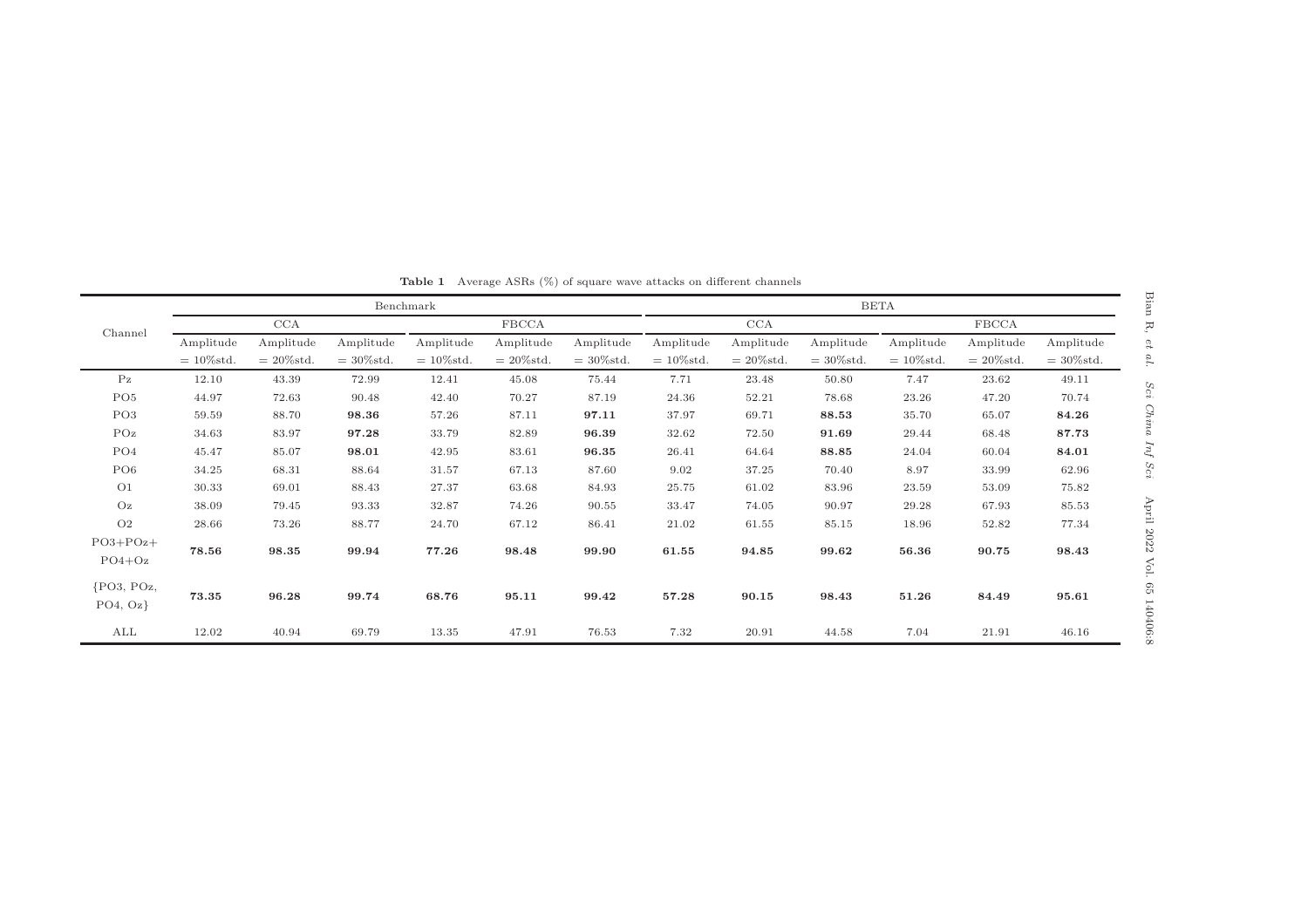**Table 1** Average ASRs (%) of square wave attacks on different channels

| Channel | Benchmark | | | | | | BETA | | | | | |
|---|---|---|---|---|---|---|---|---|---|---|---|---|
| | CCA | | | FBCCA | | | CCA | | | FBCCA | | |
| | Amplitude = 10%std. | Amplitude = 20%std. | Amplitude = 30%std. | Amplitude = 10%std. | Amplitude = 20%std. | Amplitude = 30%std. | Amplitude = 10%std. | Amplitude = 20%std. | Amplitude = 30%std. | Amplitude = 10%std. | Amplitude = 20%std. | Amplitude = 30%std. |
| Pz | 12.10 | 43.39 | 72.99 | 12.41 | 45.08 | 75.44 | 7.71 | 23.48 | 50.80 | 7.47 | 23.62 | 49.11 |
| PO5 | 44.97 | 72.63 | 90.48 | 42.40 | 70.27 | 87.19 | 24.36 | 52.21 | 78.68 | 23.26 | 47.20 | 70.74 |
| PO3 | 59.59 | 88.70 | **98.36** | 57.26 | 87.11 | **97.11** | 37.97 | 69.71 | **88.53** | 35.70 | 65.07 | **84.26** |
| POz | 34.63 | 83.97 | **97.28** | 33.79 | 82.89 | **96.39** | 32.62 | 72.50 | **91.69** | 29.44 | 68.48 | **87.73** |
| PO4 | 45.47 | 85.07 | **98.01** | 42.95 | 83.61 | **96.35** | 26.41 | 64.64 | **88.85** | 24.04 | 60.04 | **84.01** |
| PO6 | 34.25 | 68.31 | 88.64 | 31.57 | 67.13 | 87.60 | 9.02 | 37.25 | 70.40 | 8.97 | 33.99 | 62.96 |
| O1 | 30.33 | 69.01 | 88.43 | 27.37 | 63.68 | 84.93 | 25.75 | 61.02 | 83.96 | 23.59 | 53.09 | 75.82 |
| Oz | 38.09 | 79.45 | 93.33 | 32.87 | 74.26 | 90.55 | 33.47 | 74.05 | 90.97 | 29.28 | 67.93 | 85.53 |
| O2 | 28.66 | 73.26 | 88.77 | 24.70 | 67.12 | 86.41 | 21.02 | 61.55 | 85.15 | 18.96 | 52.82 | 77.34 |
| PO3+POz+PO4+Oz | **78.56** | **98.35** | **99.94** | **77.26** | **98.48** | **99.90** | **61.55** | **94.85** | **99.62** | **56.36** | **90.75** | **98.43** |
| {PO3, POz, PO4, Oz} | **73.35** | **96.28** | **99.74** | **68.76** | **95.11** | **99.42** | **57.28** | **90.15** | **98.43** | **51.26** | **84.49** | **95.61** |
| ALL | 12.02 | 40.94 | 69.79 | 13.35 | 47.91 | 76.53 | 7.32 | 20.91 | 44.58 | 7.04 | 21.91 | 46.16 |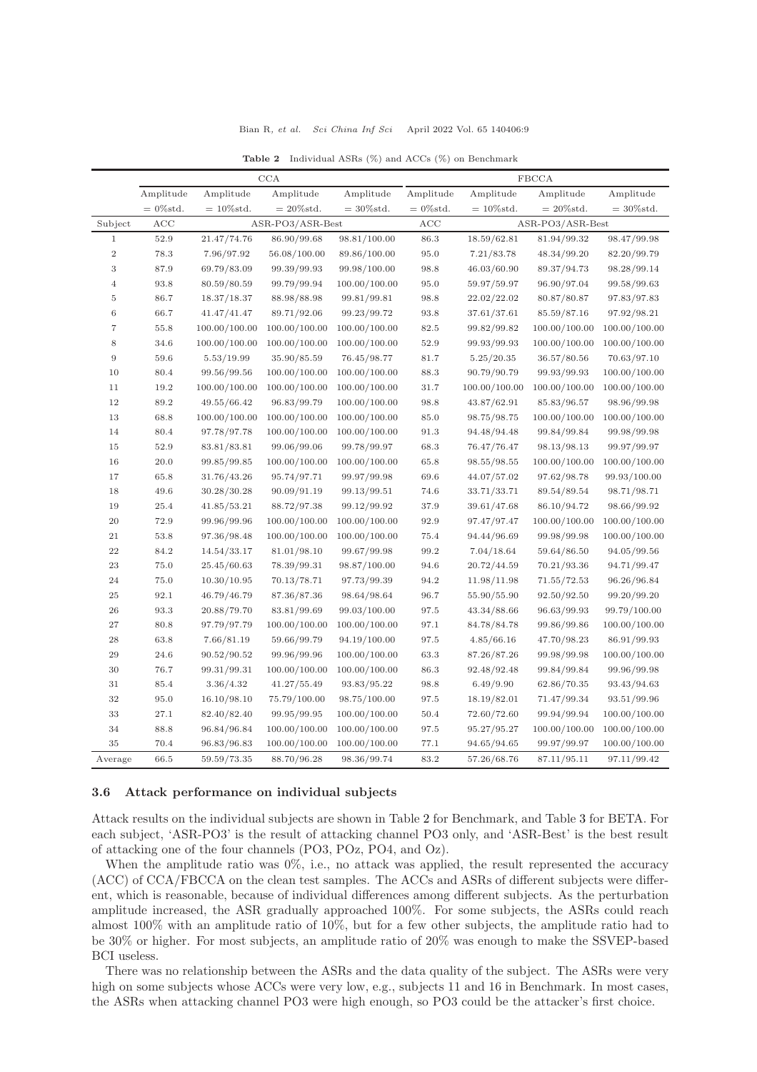**Table 2** Individual ASRs (%) and ACCs (%) on Benchmark

| | CCA | | | | FBCCA | | | |
|---|---|---|---|---|---|---|---|---|
| | Amplitude = 0%std. | Amplitude = 10%std. | Amplitude = 20%std. | Amplitude = 30%std. | Amplitude = 0%std. | Amplitude = 10%std. | Amplitude = 20%std. | Amplitude = 30%std. |
| Subject | ACC | ASR-PO3/ASR-Best | | | ACC | ASR-PO3/ASR-Best | | |
| 1 | 52.9 | 21.47/74.76 | 86.90/99.68 | 98.81/100.00 | 86.3 | 18.59/62.81 | 81.94/99.32 | 98.47/99.98 |
| 2 | 78.3 | 7.96/97.92 | 56.08/100.00 | 89.86/100.00 | 95.0 | 7.21/83.78 | 48.34/99.20 | 82.20/99.79 |
| 3 | 87.9 | 69.79/83.09 | 99.39/99.93 | 99.98/100.00 | 98.8 | 46.03/60.90 | 89.37/94.73 | 98.28/99.14 |
| 4 | 93.8 | 80.59/80.59 | 99.79/99.94 | 100.00/100.00 | 95.0 | 59.97/59.97 | 96.90/97.04 | 99.58/99.63 |
| 5 | 86.7 | 18.37/18.37 | 88.98/88.98 | 99.81/99.81 | 98.8 | 22.02/22.02 | 80.87/80.87 | 97.83/97.83 |
| 6 | 66.7 | 41.47/41.47 | 89.71/92.06 | 99.23/99.72 | 93.8 | 37.61/37.61 | 85.59/87.16 | 97.92/98.21 |
| 7 | 55.8 | 100.00/100.00 | 100.00/100.00 | 100.00/100.00 | 82.5 | 99.82/99.82 | 100.00/100.00 | 100.00/100.00 |
| 8 | 34.6 | 100.00/100.00 | 100.00/100.00 | 100.00/100.00 | 52.9 | 99.93/99.93 | 100.00/100.00 | 100.00/100.00 |
| 9 | 59.6 | 5.53/19.99 | 35.90/85.59 | 76.45/98.77 | 81.7 | 5.25/20.35 | 36.57/80.56 | 70.63/97.10 |
| 10 | 80.4 | 99.56/99.56 | 100.00/100.00 | 100.00/100.00 | 88.3 | 90.79/90.79 | 99.93/99.93 | 100.00/100.00 |
| 11 | 19.2 | 100.00/100.00 | 100.00/100.00 | 100.00/100.00 | 31.7 | 100.00/100.00 | 100.00/100.00 | 100.00/100.00 |
| 12 | 89.2 | 49.55/66.42 | 96.83/99.79 | 100.00/100.00 | 98.8 | 43.87/62.91 | 85.83/96.57 | 98.96/99.98 |
| 13 | 68.8 | 100.00/100.00 | 100.00/100.00 | 100.00/100.00 | 85.0 | 98.75/98.75 | 100.00/100.00 | 100.00/100.00 |
| 14 | 80.4 | 97.78/97.78 | 100.00/100.00 | 100.00/100.00 | 91.3 | 94.48/94.48 | 99.84/99.84 | 99.98/99.98 |
| 15 | 52.9 | 83.81/83.81 | 99.06/99.06 | 99.78/99.97 | 68.3 | 76.47/76.47 | 98.13/98.13 | 99.97/99.97 |
| 16 | 20.0 | 99.85/99.85 | 100.00/100.00 | 100.00/100.00 | 65.8 | 98.55/98.55 | 100.00/100.00 | 100.00/100.00 |
| 17 | 65.8 | 31.76/43.26 | 95.74/97.71 | 99.97/99.98 | 69.6 | 44.07/57.02 | 97.62/98.78 | 99.93/100.00 |
| 18 | 49.6 | 30.28/30.28 | 90.09/91.19 | 99.13/99.51 | 74.6 | 33.71/33.71 | 89.54/89.54 | 98.71/98.71 |
| 19 | 25.4 | 41.85/53.21 | 88.72/97.38 | 99.12/99.92 | 37.9 | 39.61/47.68 | 86.10/94.72 | 98.66/99.92 |
| 20 | 72.9 | 99.96/99.96 | 100.00/100.00 | 100.00/100.00 | 92.9 | 97.47/97.47 | 100.00/100.00 | 100.00/100.00 |
| 21 | 53.8 | 97.36/98.48 | 100.00/100.00 | 100.00/100.00 | 75.4 | 94.44/96.69 | 99.98/99.98 | 100.00/100.00 |
| 22 | 84.2 | 14.54/33.17 | 81.01/98.10 | 99.67/99.98 | 99.2 | 7.04/18.64 | 59.64/86.50 | 94.05/99.56 |
| 23 | 75.0 | 25.45/60.63 | 78.39/99.31 | 98.87/100.00 | 94.6 | 20.72/44.59 | 70.21/93.36 | 94.71/99.47 |
| 24 | 75.0 | 10.30/10.95 | 70.13/78.71 | 97.73/99.39 | 94.2 | 11.98/11.98 | 71.55/72.53 | 96.26/96.84 |
| 25 | 92.1 | 46.79/46.79 | 87.36/87.36 | 98.64/98.64 | 96.7 | 55.90/55.90 | 92.50/92.50 | 99.20/99.20 |
| 26 | 93.3 | 20.88/79.70 | 83.81/99.69 | 99.03/100.00 | 97.5 | 43.34/88.66 | 96.63/99.93 | 99.79/100.00 |
| 27 | 80.8 | 97.79/97.79 | 100.00/100.00 | 100.00/100.00 | 97.1 | 84.78/84.78 | 99.86/99.86 | 100.00/100.00 |
| 28 | 63.8 | 7.66/81.19 | 59.66/99.79 | 94.19/100.00 | 97.5 | 4.85/66.16 | 47.70/98.23 | 86.91/99.93 |
| 29 | 24.6 | 90.52/90.52 | 99.96/99.96 | 100.00/100.00 | 63.3 | 87.26/87.26 | 99.98/99.98 | 100.00/100.00 |
| 30 | 76.7 | 99.31/99.31 | 100.00/100.00 | 100.00/100.00 | 86.3 | 92.48/92.48 | 99.84/99.84 | 99.96/99.98 |
| 31 | 85.4 | 3.36/4.32 | 41.27/55.49 | 93.83/95.22 | 98.8 | 6.49/9.90 | 62.86/70.35 | 93.43/94.63 |
| 32 | 95.0 | 16.10/98.10 | 75.79/100.00 | 98.75/100.00 | 97.5 | 18.19/82.01 | 71.47/99.34 | 93.51/99.96 |
| 33 | 27.1 | 82.40/82.40 | 99.95/99.95 | 100.00/100.00 | 50.4 | 72.60/72.60 | 99.94/99.94 | 100.00/100.00 |
| 34 | 88.8 | 96.84/96.84 | 100.00/100.00 | 100.00/100.00 | 97.5 | 95.27/95.27 | 100.00/100.00 | 100.00/100.00 |
| 35 | 70.4 | 96.83/96.83 | 100.00/100.00 | 100.00/100.00 | 77.1 | 94.65/94.65 | 99.97/99.97 | 100.00/100.00 |
| Average | 66.5 | 59.59/73.35 | 88.70/96.28 | 98.36/99.74 | 83.2 | 57.26/68.76 | 87.11/95.11 | 97.11/99.42 |

### 3.6 Attack performance on individual subjects

Attack results on the individual subjects are shown in Table 2 for Benchmark, and Table 3 for BETA. For each subject, 'ASR-PO3' is the result of attacking channel PO3 only, and 'ASR-Best' is the best result of attacking one of the four channels (PO3, POz, PO4, and Oz).

When the amplitude ratio was 0%, i.e., no attack was applied, the result represented the accuracy (ACC) of CCA/FBCCA on the clean test samples. The ACCs and ASRs of different subjects were different, which is reasonable, because of individual differences among different subjects. As the perturbation amplitude increased, the ASR gradually approached 100%. For some subjects, the ASRs could reach almost 100% with an amplitude ratio of 10%, but for a few other subjects, the amplitude ratio had to be 30% or higher. For most subjects, an amplitude ratio of 20% was enough to make the SSVEP-based BCI useless.

There was no relationship between the ASRs and the data quality of the subject. The ASRs were very high on some subjects whose ACCs were very low, e.g., subjects 11 and 16 in Benchmark. In most cases, the ASRs when attacking channel PO3 were high enough, so PO3 could be the attacker's first choice.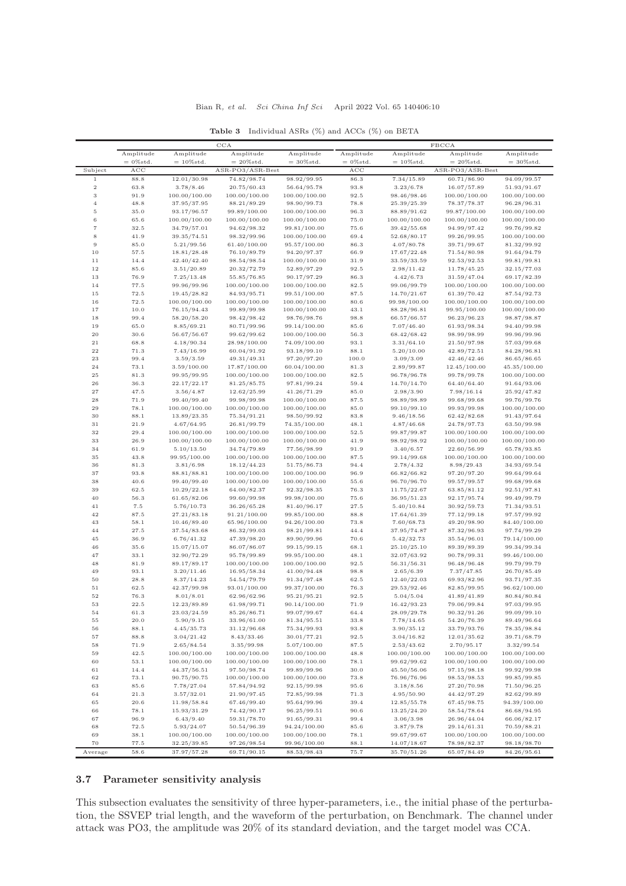**Table 3** Individual ASRs (%) and ACCs (%) on BETA

| | CCA | | | | FBCCA | | | |
|---|---|---|---|---|---|---|---|---|
| | Amplitude = 0%std. | Amplitude = 10%std. | Amplitude = 20%std. | Amplitude = 30%std. | Amplitude = 0%std. | Amplitude = 10%std. | Amplitude = 20%std. | Amplitude = 30%std. |
| Subject | ACC | ASR-PO3/ASR-Best | | | ACC | ASR-PO3/ASR-Best | | |
| 1 | 88.8 | 12.01/30.98 | 74.82/98.74 | 98.92/99.95 | 86.3 | 7.34/15.89 | 60.71/86.90 | 94.09/99.57 |
| 2 | 63.8 | 3.78/8.46 | 20.75/60.43 | 56.64/95.78 | 93.8 | 3.23/6.78 | 16.07/57.89 | 51.93/91.67 |
| 3 | 91.9 | 100.00/100.00 | 100.00/100.00 | 100.00/100.00 | 92.5 | 98.46/98.46 | 100.00/100.00 | 100.00/100.00 |
| 4 | 48.8 | 37.95/37.95 | 88.21/89.29 | 98.90/99.73 | 78.8 | 25.39/25.39 | 78.37/78.37 | 96.28/96.31 |
| 5 | 35.0 | 93.17/96.57 | 99.89/100.00 | 100.00/100.00 | 96.3 | 88.89/91.62 | 99.87/100.00 | 100.00/100.00 |
| 6 | 65.6 | 100.00/100.00 | 100.00/100.00 | 100.00/100.00 | 75.0 | 100.00/100.00 | 100.00/100.00 | 100.00/100.00 |
| 7 | 32.5 | 34.79/57.01 | 94.62/98.32 | 99.81/100.00 | 75.6 | 39.42/55.68 | 94.99/97.42 | 99.76/99.82 |
| 8 | 41.9 | 39.35/74.51 | 98.32/99.96 | 100.00/100.00 | 69.4 | 52.68/80.17 | 99.26/99.95 | 100.00/100.00 |
| 9 | 85.0 | 5.21/99.56 | 61.40/100.00 | 95.57/100.00 | 86.3 | 4.07/80.78 | 39.71/99.67 | 81.32/99.92 |
| 10 | 57.5 | 18.81/28.48 | 76.10/89.79 | 94.20/97.37 | 66.9 | 17.67/22.48 | 71.54/80.98 | 91.64/94.79 |
| 11 | 14.4 | 42.40/42.40 | 98.54/98.54 | 100.00/100.00 | 31.9 | 33.59/33.59 | 92.53/92.53 | 99.81/99.81 |
| 12 | 85.6 | 3.51/20.89 | 20.32/72.79 | 52.89/97.29 | 92.5 | 2.98/11.42 | 11.78/45.25 | 32.15/77.03 |
| 13 | 76.9 | 7.25/13.48 | 55.85/76.85 | 90.17/97.29 | 86.3 | 4.42/6.73 | 31.59/47.04 | 69.17/82.39 |
| 14 | 77.5 | 99.96/99.96 | 100.00/100.00 | 100.00/100.00 | 82.5 | 99.06/99.79 | 100.00/100.00 | 100.00/100.00 |
| 15 | 72.5 | 19.45/28.82 | 84.93/95.71 | 99.51/100.00 | 87.5 | 14.70/21.67 | 61.39/70.42 | 87.54/92.73 |
| 16 | 72.5 | 100.00/100.00 | 100.00/100.00 | 100.00/100.00 | 80.6 | 99.98/100.00 | 100.00/100.00 | 100.00/100.00 |
| 17 | 10.0 | 76.15/94.43 | 99.89/99.98 | 100.00/100.00 | 43.1 | 88.28/96.81 | 99.95/100.00 | 100.00/100.00 |
| 18 | 99.4 | 58.20/58.20 | 98.42/98.42 | 98.76/98.76 | 98.8 | 66.57/66.57 | 96.23/96.23 | 98.87/98.87 |
| 19 | 65.0 | 8.85/69.21 | 80.71/99.96 | 99.14/100.00 | 85.6 | 7.07/46.40 | 61.93/98.34 | 94.40/99.98 |
| 20 | 30.6 | 56.67/56.67 | 99.62/99.62 | 100.00/100.00 | 56.3 | 68.42/68.42 | 98.99/98.99 | 99.96/99.96 |
| 21 | 68.8 | 4.18/90.34 | 28.98/100.00 | 74.09/100.00 | 93.1 | 3.31/64.10 | 21.50/97.98 | 57.03/99.68 |
| 22 | 71.3 | 7.43/16.99 | 60.04/91.92 | 93.18/99.10 | 88.1 | 5.20/10.00 | 42.89/72.51 | 84.28/96.81 |
| 23 | 99.4 | 3.59/3.59 | 49.31/49.31 | 97.20/97.20 | 100.0 | 3.09/3.09 | 42.46/42.46 | 86.65/86.65 |
| 24 | 73.1 | 3.59/100.00 | 17.87/100.00 | 60.04/100.00 | 81.3 | 2.89/99.87 | 12.45/100.00 | 45.35/100.00 |
| 25 | 81.3 | 99.95/99.95 | 100.00/100.00 | 100.00/100.00 | 82.5 | 96.78/96.78 | 99.78/99.78 | 100.00/100.00 |
| 26 | 36.3 | 22.17/22.17 | 81.25/85.75 | 97.81/99.24 | 59.4 | 14.70/14.70 | 64.40/64.40 | 91.64/93.06 |
| 27 | 47.5 | 3.56/4.87 | 12.62/25.99 | 41.26/71.29 | 85.0 | 2.98/3.90 | 7.98/16.14 | 25.92/47.82 |
| 28 | 71.9 | 99.40/99.40 | 99.98/99.98 | 100.00/100.00 | 87.5 | 98.89/98.89 | 99.68/99.68 | 99.76/99.76 |
| 29 | 78.1 | 100.00/100.00 | 100.00/100.00 | 100.00/100.00 | 85.0 | 99.10/99.10 | 99.93/99.98 | 100.00/100.00 |
| 30 | 88.1 | 13.89/23.35 | 75.34/91.21 | 98.50/99.92 | 83.8 | 9.46/18.56 | 62.42/82.68 | 91.43/97.64 |
| 31 | 21.9 | 4.67/64.95 | 26.81/99.79 | 74.35/100.00 | 48.1 | 4.87/46.68 | 24.78/97.73 | 63.50/99.98 |
| 32 | 29.4 | 100.00/100.00 | 100.00/100.00 | 100.00/100.00 | 52.5 | 99.87/99.87 | 100.00/100.00 | 100.00/100.00 |
| 33 | 26.9 | 100.00/100.00 | 100.00/100.00 | 100.00/100.00 | 41.9 | 98.92/98.92 | 100.00/100.00 | 100.00/100.00 |
| 34 | 61.9 | 5.10/13.50 | 34.74/79.89 | 77.56/98.99 | 91.9 | 3.40/6.57 | 22.60/56.99 | 65.78/93.85 |
| 35 | 43.8 | 99.95/100.00 | 100.00/100.00 | 100.00/100.00 | 87.5 | 99.14/99.68 | 100.00/100.00 | 100.00/100.00 |
| 36 | 81.3 | 3.81/6.98 | 18.12/44.23 | 51.75/86.73 | 94.4 | 2.78/4.32 | 8.98/29.43 | 34.93/69.54 |
| 37 | 93.8 | 88.81/88.81 | 100.00/100.00 | 100.00/100.00 | 96.9 | 66.82/66.82 | 97.20/97.20 | 99.64/99.64 |
| 38 | 40.6 | 99.40/99.40 | 100.00/100.00 | 100.00/100.00 | 55.6 | 96.70/96.70 | 99.57/99.57 | 99.68/99.68 |
| 39 | 62.5 | 10.29/22.18 | 64.00/82.37 | 92.32/98.35 | 76.3 | 11.75/22.67 | 63.85/81.12 | 92.51/97.81 |
| 40 | 56.3 | 61.65/82.06 | 99.60/99.98 | 99.98/100.00 | 75.6 | 36.95/51.23 | 92.17/95.74 | 99.49/99.79 |
| 41 | 7.5 | 5.76/10.73 | 36.26/65.28 | 81.40/96.17 | 27.5 | 5.40/10.84 | 30.92/59.73 | 71.34/93.51 |
| 42 | 87.5 | 27.21/83.18 | 91.21/100.00 | 99.85/100.00 | 88.8 | 17.64/61.39 | 77.12/99.18 | 97.57/99.92 |
| 43 | 58.1 | 10.46/89.40 | 65.96/100.00 | 94.26/100.00 | 73.8 | 7.60/68.73 | 49.20/98.90 | 84.40/100.00 |
| 44 | 27.5 | 37.54/83.68 | 86.32/99.03 | 98.21/99.81 | 44.4 | 37.95/74.87 | 87.32/96.93 | 97.74/99.29 |
| 45 | 36.9 | 6.76/41.32 | 47.39/98.20 | 89.90/99.96 | 70.6 | 5.42/32.73 | 35.54/96.01 | 79.14/100.00 |
| 46 | 35.6 | 15.07/15.07 | 86.07/86.07 | 99.15/99.15 | 68.1 | 25.10/25.10 | 89.39/89.39 | 99.34/99.34 |
| 47 | 33.1 | 32.90/72.29 | 95.78/99.89 | 99.95/100.00 | 48.1 | 32.07/63.92 | 90.78/99.31 | 99.46/100.00 |
| 48 | 81.9 | 89.17/89.17 | 100.00/100.00 | 100.00/100.00 | 92.5 | 56.31/56.31 | 96.48/96.48 | 99.79/99.79 |
| 49 | 93.1 | 3.20/11.46 | 16.95/58.34 | 41.00/94.48 | 98.8 | 2.65/6.39 | 7.37/47.85 | 26.70/85.49 |
| 50 | 28.8 | 8.37/14.23 | 54.54/79.79 | 91.34/97.48 | 62.5 | 12.40/22.03 | 69.93/82.96 | 93.71/97.35 |
| 51 | 62.5 | 42.37/99.98 | 93.01/100.00 | 99.37/100.00 | 76.3 | 29.53/92.46 | 82.85/99.95 | 96.62/100.00 |
| 52 | 76.3 | 8.01/8.01 | 62.96/62.96 | 95.21/95.21 | 92.5 | 5.04/5.04 | 41.89/41.89 | 80.84/80.84 |
| 53 | 22.5 | 12.23/89.89 | 61.98/99.71 | 90.14/100.00 | 71.9 | 16.42/93.23 | 79.06/99.84 | 97.03/99.95 |
| 54 | 61.3 | 23.03/24.59 | 85.26/86.71 | 99.07/99.67 | 64.4 | 28.09/29.78 | 90.32/91.26 | 99.09/99.10 |
| 55 | 20.0 | 5.90/9.15 | 33.96/61.00 | 81.34/95.51 | 33.8 | 7.78/14.65 | 54.20/76.39 | 89.49/96.64 |
| 56 | 88.1 | 4.45/35.73 | 31.12/96.68 | 75.34/99.93 | 93.8 | 3.90/35.12 | 33.79/93.76 | 78.35/98.84 |
| 57 | 88.8 | 3.04/21.42 | 8.43/33.46 | 30.01/77.21 | 92.5 | 3.04/16.82 | 12.01/35.62 | 39.71/68.79 |
| 58 | 71.9 | 2.65/84.54 | 3.35/99.98 | 5.07/100.00 | 87.5 | 2.53/43.62 | 2.70/95.17 | 3.32/99.54 |
| 59 | 42.5 | 100.00/100.00 | 100.00/100.00 | 100.00/100.00 | 48.8 | 100.00/100.00 | 100.00/100.00 | 100.00/100.00 |
| 60 | 53.1 | 100.00/100.00 | 100.00/100.00 | 100.00/100.00 | 78.1 | 99.62/99.62 | 100.00/100.00 | 100.00/100.00 |
| 61 | 14.4 | 44.37/56.51 | 97.50/98.74 | 99.89/99.96 | 30.0 | 45.50/56.06 | 97.15/98.18 | 99.92/99.98 |
| 62 | 73.1 | 90.75/90.75 | 100.00/100.00 | 100.00/100.00 | 73.8 | 76.96/76.96 | 98.53/98.53 | 99.85/99.85 |
| 63 | 85.6 | 7.78/27.04 | 57.84/94.92 | 92.15/99.98 | 95.6 | 3.18/8.56 | 27.20/70.98 | 71.50/96.25 |
| 64 | 21.3 | 3.57/32.01 | 21.90/97.45 | 72.85/99.98 | 71.3 | 4.95/50.90 | 44.42/97.29 | 82.62/99.89 |
| 65 | 20.6 | 11.98/58.84 | 67.46/99.40 | 95.64/99.96 | 39.4 | 12.85/55.78 | 67.45/98.75 | 94.39/100.00 |
| 66 | 78.1 | 15.93/31.29 | 74.42/90.17 | 96.25/99.51 | 90.6 | 13.25/24.20 | 58.54/78.64 | 86.68/94.95 |
| 67 | 96.9 | 6.43/9.40 | 59.31/78.70 | 91.65/99.31 | 99.4 | 3.06/3.98 | 26.96/44.04 | 66.06/82.17 |
| 68 | 72.5 | 5.93/24.07 | 50.54/96.39 | 94.24/100.00 | 85.6 | 3.87/9.78 | 29.14/61.31 | 70.59/88.21 |
| 69 | 38.1 | 100.00/100.00 | 100.00/100.00 | 100.00/100.00 | 78.1 | 99.67/99.67 | 100.00/100.00 | 100.00/100.00 |
| 70 | 77.5 | 32.25/39.85 | 97.26/98.54 | 99.96/100.00 | 88.1 | 14.07/18.67 | 78.98/82.37 | 98.18/98.70 |
| Average | 58.6 | 37.97/57.28 | 69.71/90.15 | 88.53/98.43 | 75.7 | 35.70/51.26 | 65.07/84.49 | 84.26/95.61 |

### 3.7 Parameter sensitivity analysis

This subsection evaluates the sensitivity of three hyper-parameters, i.e., the initial phase of the perturbation, the SSVEP trial length, and the waveform of the perturbation, on Benchmark. The channel under attack was PO3, the amplitude was 20% of its standard deviation, and the target model was CCA.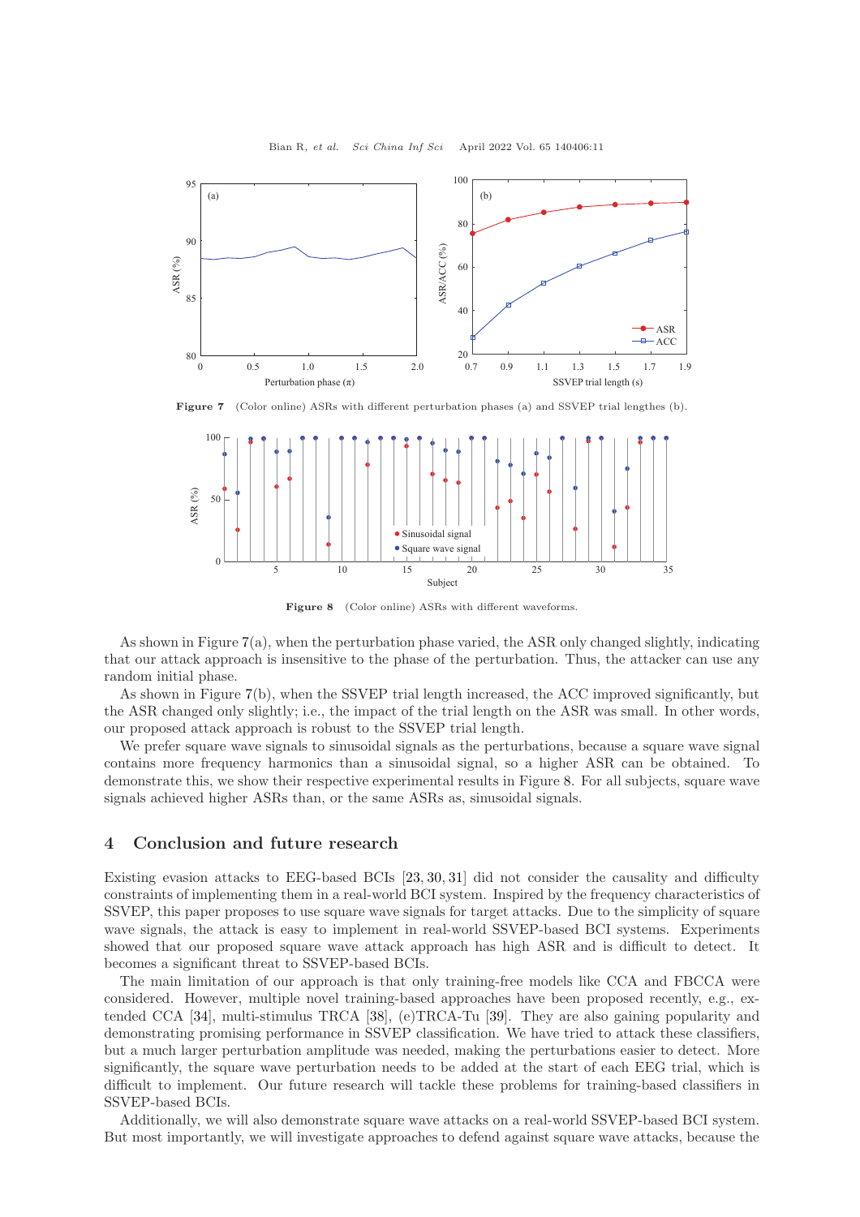Figure 7 (Color online) ASRs with different perturbation phases (a) and SSVEP trial lengthes (b).

Figure 8 (Color online) ASRs with different waveforms.

As shown in Figure 7(a), when the perturbation phase varied, the ASR only changed slightly, indicating that our attack approach is insensitive to the phase of the perturbation. Thus, the attacker can use any random initial phase.

As shown in Figure 7(b), when the SSVEP trial length increased, the ACC improved significantly, but the ASR changed only slightly; i.e., the impact of the trial length on the ASR was small. In other words, our proposed attack approach is robust to the SSVEP trial length.

We prefer square wave signals to sinusoidal signals as the perturbations, because a square wave signal contains more frequency harmonics than a sinusoidal signal, so a higher ASR can be obtained. To demonstrate this, we show their respective experimental results in Figure 8. For all subjects, square wave signals achieved higher ASRs than, or the same ASRs as, sinusoidal signals.

## 4 Conclusion and future research

Existing evasion attacks to EEG-based BCIs [23, 30, 31] did not consider the causality and difficulty constraints of implementing them in a real-world BCI system. Inspired by the frequency characteristics of SSVEP, this paper proposes to use square wave signals for target attacks. Due to the simplicity of square wave signals, the attack is easy to implement in real-world SSVEP-based BCI systems. Experiments showed that our proposed square wave attack approach has high ASR and is difficult to detect. It becomes a significant threat to SSVEP-based BCIs.

The main limitation of our approach is that only training-free models like CCA and FBCCA were considered. However, multiple novel training-based approaches have been proposed recently, e.g., extended CCA [34], multi-stimulus TRCA [38], (e)TRCA-Tu [39]. They are also gaining popularity and demonstrating promising performance in SSVEP classification. We have tried to attack these classifiers, but a much larger perturbation amplitude was needed, making the perturbations easier to detect. More significantly, the square wave perturbation needs to be added at the start of each EEG trial, which is difficult to implement. Our future research will tackle these problems for training-based classifiers in SSVEP-based BCIs.

Additionally, we will also demonstrate square wave attacks on a real-world SSVEP-based BCI system. But most importantly, we will investigate approaches to defend against square wave attacks, because the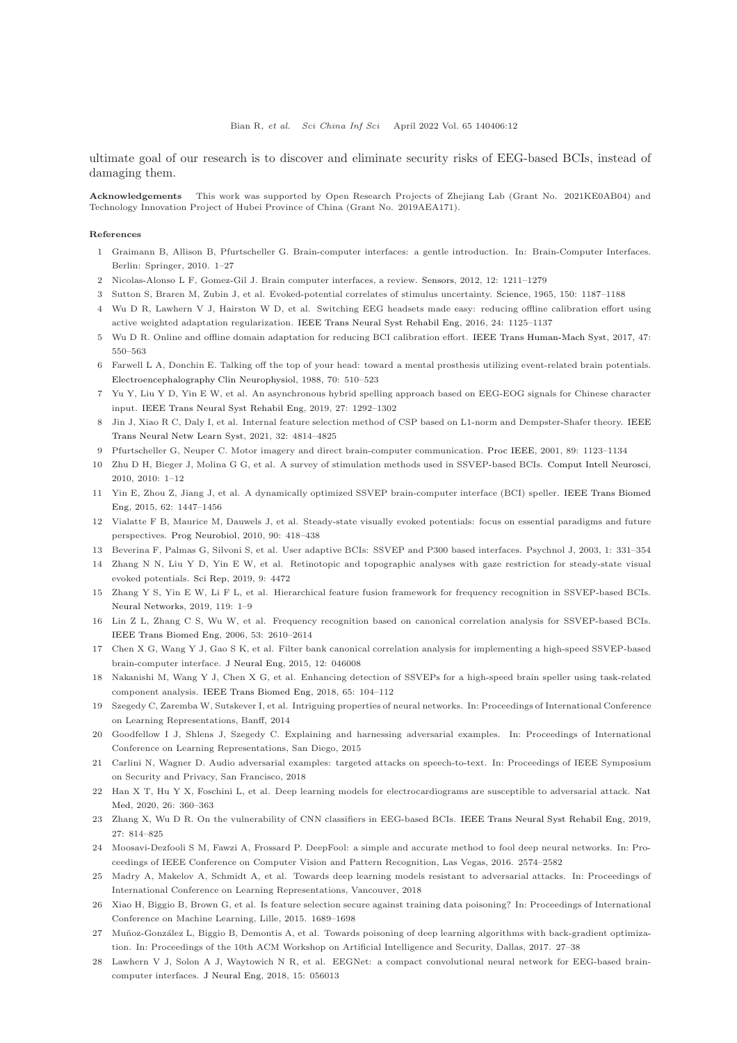ultimate goal of our research is to discover and eliminate security risks of EEG-based BCIs, instead of damaging them.

**Acknowledgements** This work was supported by Open Research Projects of Zhejiang Lab (Grant No. 2021KE0AB04) and Technology Innovation Project of Hubei Province of China (Grant No. 2019AEA171).

## References

1. Graimann B, Allison B, Pfurtscheller G. Brain-computer interfaces: a gentle introduction. In: Brain-Computer Interfaces. Berlin: Springer, 2010. 1–27
2. Nicolas-Alonso L F, Gomez-Gil J. Brain computer interfaces, a review. Sensors, 2012, 12: 1211–1279
3. Sutton S, Braren M, Zubin J, et al. Evoked-potential correlates of stimulus uncertainty. Science, 1965, 150: 1187–1188
4. Wu D R, Lawhern V J, Hairston W D, et al. Switching EEG headsets made easy: reducing offline calibration effort using active weighted adaptation regularization. IEEE Trans Neural Syst Rehabil Eng, 2016, 24: 1125–1137
5. Wu D R. Online and offline domain adaptation for reducing BCI calibration effort. IEEE Trans Human-Mach Syst, 2017, 47: 550–563
6. Farwell L A, Donchin E. Talking off the top of your head: toward a mental prosthesis utilizing event-related brain potentials. Electroencephalography Clin Neurophysiol, 1988, 70: 510–523
7. Yu Y, Liu Y D, Yin E W, et al. An asynchronous hybrid spelling approach based on EEG-EOG signals for Chinese character input. IEEE Trans Neural Syst Rehabil Eng, 2019, 27: 1292–1302
8. Jin J, Xiao R C, Daly I, et al. Internal feature selection method of CSP based on L1-norm and Dempster-Shafer theory. IEEE Trans Neural Netw Learn Syst, 2021, 32: 4814–4825
9. Pfurtscheller G, Neuper C. Motor imagery and direct brain-computer communication. Proc IEEE, 2001, 89: 1123–1134
10. Zhu D H, Bieger J, Molina G G, et al. A survey of stimulation methods used in SSVEP-based BCIs. Comput Intell Neurosci, 2010, 2010: 1–12
11. Yin E, Zhou Z, Jiang J, et al. A dynamically optimized SSVEP brain-computer interface (BCI) speller. IEEE Trans Biomed Eng, 2015, 62: 1447–1456
12. Vialatte F B, Maurice M, Dauwels J, et al. Steady-state visually evoked potentials: focus on essential paradigms and future perspectives. Prog Neurobiol, 2010, 90: 418–438
13. Beverina F, Palmas G, Silvoni S, et al. User adaptive BCIs: SSVEP and P300 based interfaces. Psychnol J, 2003, 1: 331–354
14. Zhang N N, Liu Y D, Yin E W, et al. Retinotopic and topographic analyses with gaze restriction for steady-state visual evoked potentials. Sci Rep, 2019, 9: 4472
15. Zhang Y S, Yin E W, Li F L, et al. Hierarchical feature fusion framework for frequency recognition in SSVEP-based BCIs. Neural Networks, 2019, 119: 1–9
16. Lin Z L, Zhang C S, Wu W, et al. Frequency recognition based on canonical correlation analysis for SSVEP-based BCIs. IEEE Trans Biomed Eng, 2006, 53: 2610–2614
17. Chen X G, Wang Y J, Gao S K, et al. Filter bank canonical correlation analysis for implementing a high-speed SSVEP-based brain-computer interface. J Neural Eng, 2015, 12: 046008
18. Nakanishi M, Wang Y J, Chen X G, et al. Enhancing detection of SSVEPs for a high-speed brain speller using task-related component analysis. IEEE Trans Biomed Eng, 2018, 65: 104–112
19. Szegedy C, Zaremba W, Sutskever I, et al. Intriguing properties of neural networks. In: Proceedings of International Conference on Learning Representations, Banff, 2014
20. Goodfellow I J, Shlens J, Szegedy C. Explaining and harnessing adversarial examples. In: Proceedings of International Conference on Learning Representations, San Diego, 2015
21. Carlini N, Wagner D. Audio adversarial examples: targeted attacks on speech-to-text. In: Proceedings of IEEE Symposium on Security and Privacy, San Francisco, 2018
22. Han X T, Hu Y X, Foschini L, et al. Deep learning models for electrocardiograms are susceptible to adversarial attack. Nat Med, 2020, 26: 360–363
23. Zhang X, Wu D R. On the vulnerability of CNN classifiers in EEG-based BCIs. IEEE Trans Neural Syst Rehabil Eng, 2019, 27: 814–825
24. Moosavi-Dezfooli S M, Fawzi A, Frossard P. DeepFool: a simple and accurate method to fool deep neural networks. In: Proceedings of IEEE Conference on Computer Vision and Pattern Recognition, Las Vegas, 2016. 2574–2582
25. Madry A, Makelov A, Schmidt A, et al. Towards deep learning models resistant to adversarial attacks. In: Proceedings of International Conference on Learning Representations, Vancouver, 2018
26. Xiao H, Biggio B, Brown G, et al. Is feature selection secure against training data poisoning? In: Proceedings of International Conference on Machine Learning, Lille, 2015. 1689–1698
27. Muñoz-González L, Biggio B, Demontis A, et al. Towards poisoning of deep learning algorithms with back-gradient optimization. In: Proceedings of the 10th ACM Workshop on Artificial Intelligence and Security, Dallas, 2017. 27–38
28. Lawhern V J, Solon A J, Waytowich N R, et al. EEGNet: a compact convolutional neural network for EEG-based brain-computer interfaces. J Neural Eng, 2018, 15: 056013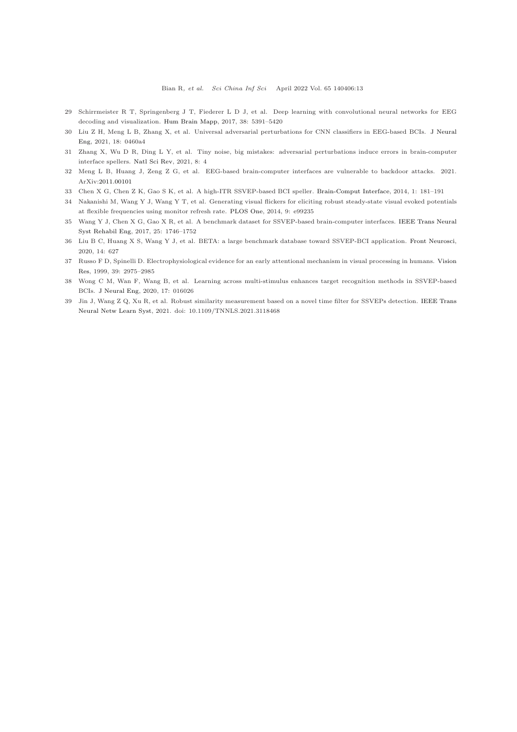29 Schirrmeister R T, Springenberg J T, Fiederer L D J, et al. Deep learning with convolutional neural networks for EEG decoding and visualization. Hum Brain Mapp, 2017, 38: 5391–5420

30 Liu Z H, Meng L B, Zhang X, et al. Universal adversarial perturbations for CNN classifiers in EEG-based BCIs. J Neural Eng, 2021, 18: 0460a4

31 Zhang X, Wu D R, Ding L Y, et al. Tiny noise, big mistakes: adversarial perturbations induce errors in brain-computer interface spellers. Natl Sci Rev, 2021, 8: 4

32 Meng L B, Huang J, Zeng Z G, et al. EEG-based brain-computer interfaces are vulnerable to backdoor attacks. 2021. ArXiv:2011.00101

33 Chen X G, Chen Z K, Gao S K, et al. A high-ITR SSVEP-based BCI speller. Brain-Comput Interface, 2014, 1: 181–191

34 Nakanishi M, Wang Y J, Wang Y T, et al. Generating visual flickers for eliciting robust steady-state visual evoked potentials at flexible frequencies using monitor refresh rate. PLOS One, 2014, 9: e99235

35 Wang Y J, Chen X G, Gao X R, et al. A benchmark dataset for SSVEP-based brain-computer interfaces. IEEE Trans Neural Syst Rehabil Eng, 2017, 25: 1746–1752

36 Liu B C, Huang X S, Wang Y J, et al. BETA: a large benchmark database toward SSVEP-BCI application. Front Neurosci, 2020, 14: 627

37 Russo F D, Spinelli D. Electrophysiological evidence for an early attentional mechanism in visual processing in humans. Vision Res, 1999, 39: 2975–2985

38 Wong C M, Wan F, Wang B, et al. Learning across multi-stimulus enhances target recognition methods in SSVEP-based BCIs. J Neural Eng, 2020, 17: 016026

39 Jin J, Wang Z Q, Xu R, et al. Robust similarity measurement based on a novel time filter for SSVEPs detection. IEEE Trans Neural Netw Learn Syst, 2021. doi: 10.1109/TNNLS.2021.3118468